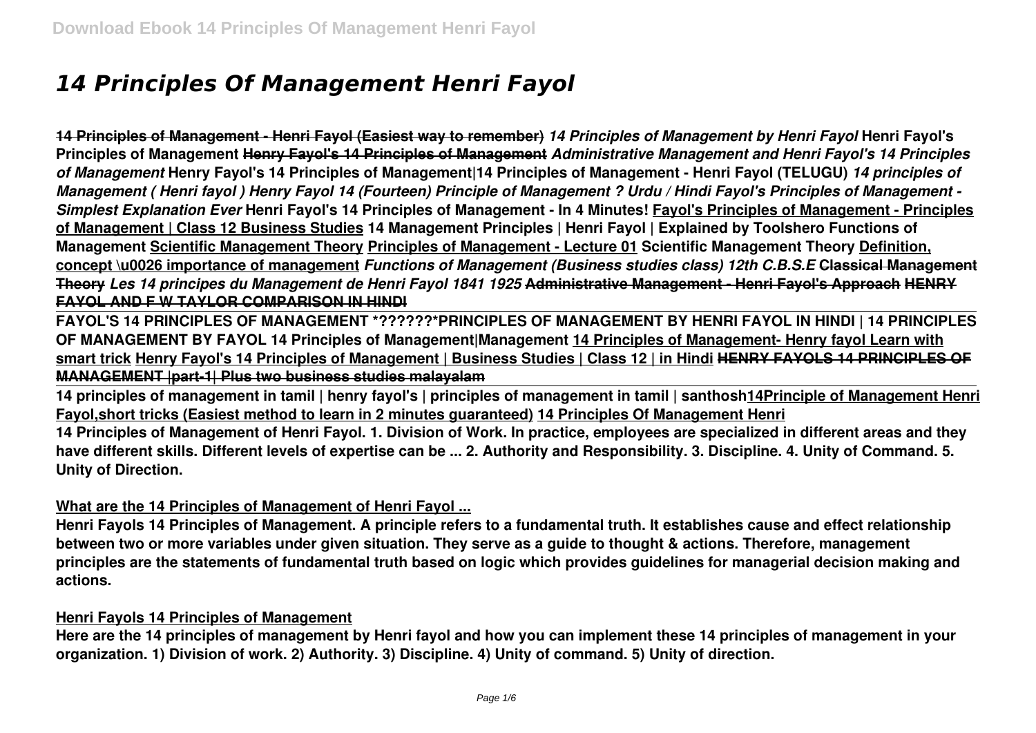# *14 Principles Of Management Henri Fayol*

~~**14 Principles of Management - Henri Fayol (Easiest way to remember)**~~ ***14 Principles of Management by Henri Fayol*** **Henri Fayol's Principles of Management** ~~**Henry Fayol's 14 Principles of Management**~~ ***Administrative Management and Henri Fayol's 14 Principles of Management*** **Henry Fayol's 14 Principles of Management|14 Principles of Management - Henri Fayol (TELUGU)** ***14 principles of Management ( Henri fayol ) Henry Fayol 14 (Fourteen) Principle of Management ? Urdu / Hindi Fayol's Principles of Management - Simplest Explanation Ever*** **Henri Fayol's 14 Principles of Management - In 4 Minutes!** **Fayol's Principles of Management - Principles of Management | Class 12 Business Studies** **14 Management Principles | Henri Fayol | Explained by Toolshero Functions of Management** **Scientific Management Theory** **Principles of Management - Lecture 01** **Scientific Management Theory** **Definition, concept \u0026 importance of management** ***Functions of Management (Business studies class) 12th C.B.S.E*** ~~**Classical Management Theory**~~ ***Les 14 principes du Management de Henri Fayol 1841 1925*** ~~**Administrative Management - Henri Fayol's Approach**~~ ~~**HENRY FAYOL AND F W TAYLOR COMPARISON IN HINDI**~~

**FAYOL'S 14 PRINCIPLES OF MANAGEMENT \*??????\*PRINCIPLES OF MANAGEMENT BY HENRI FAYOL IN HINDI | 14 PRINCIPLES OF MANAGEMENT BY FAYOL 14 Principles of Management|Management** **14 Principles of Management- Henry fayol Learn with smart trick** **Henry Fayol's 14 Principles of Management | Business Studies | Class 12 | in Hindi** ~~**HENRY FAYOLS 14 PRINCIPLES OF MANAGEMENT |part-1| Plus two business studies malayalam**~~

**14 principles of management in tamil | henry fayol's | principles of management in tamil | santhosh14Principle of Management Henri Fayol,short tricks (Easiest method to learn in 2 minutes guaranteed)** **14 Principles Of Management Henri**

**14 Principles of Management of Henri Fayol. 1. Division of Work. In practice, employees are specialized in different areas and they have different skills. Different levels of expertise can be ... 2. Authority and Responsibility. 3. Discipline. 4. Unity of Command. 5. Unity of Direction.**

**What are the 14 Principles of Management of Henri Fayol ...**

**Henri Fayols 14 Principles of Management. A principle refers to a fundamental truth. It establishes cause and effect relationship between two or more variables under given situation. They serve as a guide to thought & actions. Therefore, management principles are the statements of fundamental truth based on logic which provides guidelines for managerial decision making and actions.**

**Henri Fayols 14 Principles of Management**

**Here are the 14 principles of management by Henri fayol and how you can implement these 14 principles of management in your organization. 1) Division of work. 2) Authority. 3) Discipline. 4) Unity of command. 5) Unity of direction.**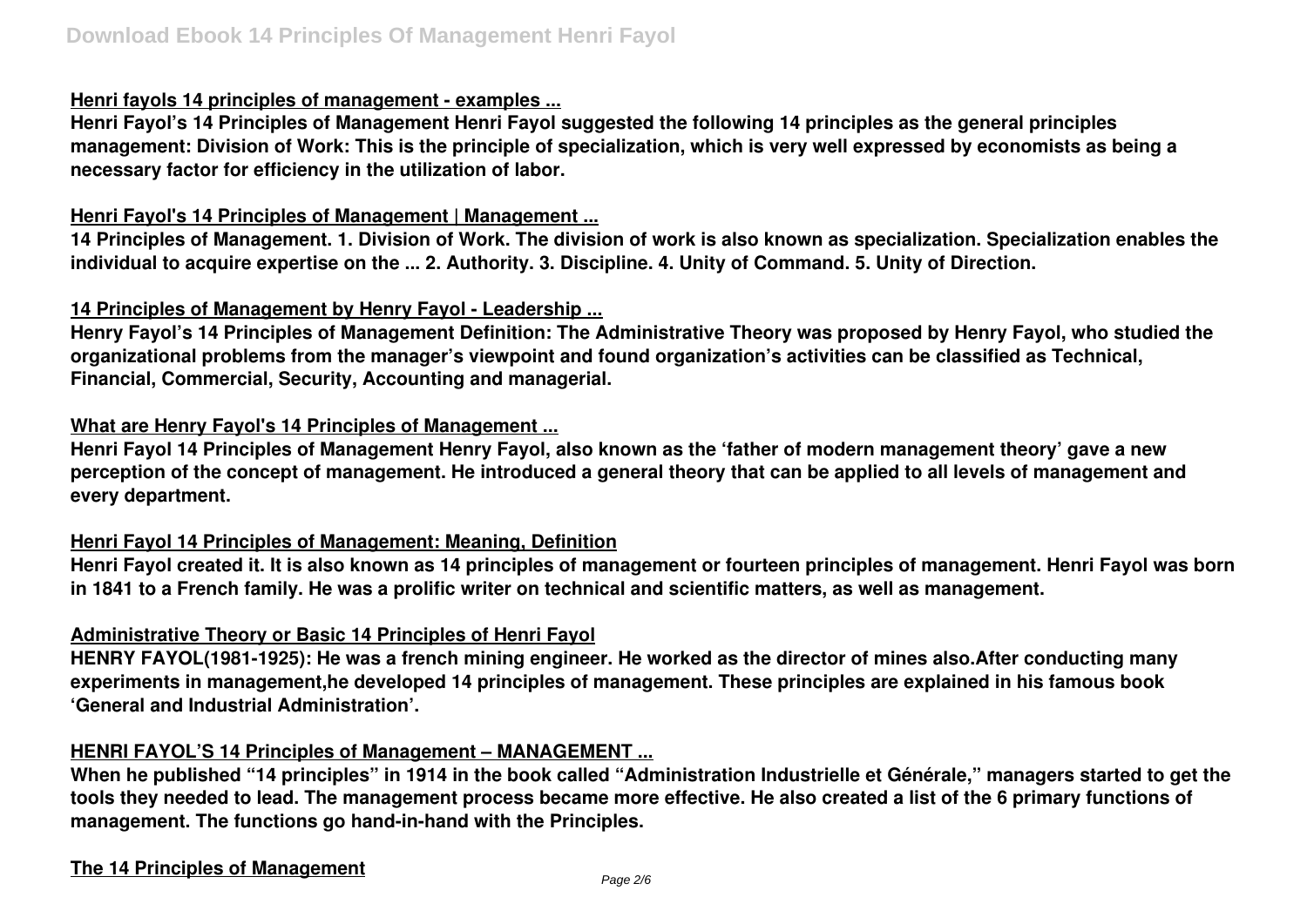### Henri fayols 14 principles of management - examples ...

**Henri Fayol's 14 Principles of Management Henri Fayol suggested the following 14 principles as the general principles management: Division of Work: This is the principle of specialization, which is very well expressed by economists as being a necessary factor for efficiency in the utilization of labor.**

### Henri Fayol's 14 Principles of Management | Management ...

**14 Principles of Management. 1. Division of Work. The division of work is also known as specialization. Specialization enables the individual to acquire expertise on the ... 2. Authority. 3. Discipline. 4. Unity of Command. 5. Unity of Direction.**

### 14 Principles of Management by Henry Fayol - Leadership ...

**Henry Fayol's 14 Principles of Management Definition: The Administrative Theory was proposed by Henry Fayol, who studied the organizational problems from the manager's viewpoint and found organization's activities can be classified as Technical, Financial, Commercial, Security, Accounting and managerial.**

### What are Henry Fayol's 14 Principles of Management ...

**Henri Fayol 14 Principles of Management Henry Fayol, also known as the 'father of modern management theory' gave a new perception of the concept of management. He introduced a general theory that can be applied to all levels of management and every department.**

### Henri Fayol 14 Principles of Management: Meaning, Definition

**Henri Fayol created it. It is also known as 14 principles of management or fourteen principles of management. Henri Fayol was born in 1841 to a French family. He was a prolific writer on technical and scientific matters, as well as management.**

### Administrative Theory or Basic 14 Principles of Henri Fayol

**HENRY FAYOL(1981-1925): He was a french mining engineer. He worked as the director of mines also.After conducting many experiments in management,he developed 14 principles of management. These principles are explained in his famous book 'General and Industrial Administration'.**

### HENRI FAYOL'S 14 Principles of Management – MANAGEMENT ...

**When he published "14 principles" in 1914 in the book called "Administration Industrielle et Générale," managers started to get the tools they needed to lead. The management process became more effective. He also created a list of the 6 primary functions of management. The functions go hand-in-hand with the Principles.**

### The 14 Principles of Management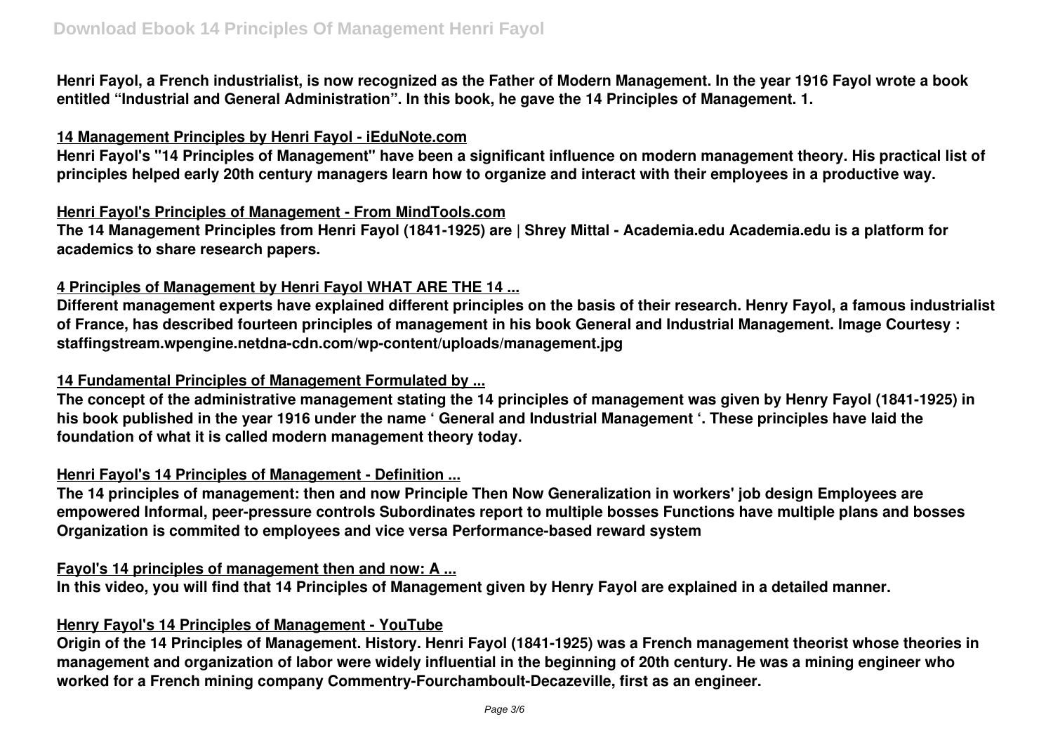Henri Fayol, a French industrialist, is now recognized as the Father of Modern Management. In the year 1916 Fayol wrote a book entitled "Industrial and General Administration". In this book, he gave the 14 Principles of Management. 1.

## 14 Management Principles by Henri Fayol - iEduNote.com

Henri Fayol's "14 Principles of Management" have been a significant influence on modern management theory. His practical list of principles helped early 20th century managers learn how to organize and interact with their employees in a productive way.

## Henri Fayol's Principles of Management - From MindTools.com

The 14 Management Principles from Henri Fayol (1841-1925) are | Shrey Mittal - Academia.edu Academia.edu is a platform for academics to share research papers.

## 4 Principles of Management by Henri Fayol WHAT ARE THE 14 ...

Different management experts have explained different principles on the basis of their research. Henry Fayol, a famous industrialist of France, has described fourteen principles of management in his book General and Industrial Management. Image Courtesy : staffingstream.wpengine.netdna-cdn.com/wp-content/uploads/management.jpg

## 14 Fundamental Principles of Management Formulated by ...

The concept of the administrative management stating the 14 principles of management was given by Henry Fayol (1841-1925) in his book published in the year 1916 under the name ' General and Industrial Management '. These principles have laid the foundation of what it is called modern management theory today.

## Henri Fayol's 14 Principles of Management - Definition ...

The 14 principles of management: then and now Principle Then Now Generalization in workers' job design Employees are empowered Informal, peer-pressure controls Subordinates report to multiple bosses Functions have multiple plans and bosses Organization is commited to employees and vice versa Performance-based reward system

## Fayol's 14 principles of management then and now: A ...

In this video, you will find that 14 Principles of Management given by Henry Fayol are explained in a detailed manner.

## Henry Fayol's 14 Principles of Management - YouTube

Origin of the 14 Principles of Management. History. Henri Fayol (1841-1925) was a French management theorist whose theories in management and organization of labor were widely influential in the beginning of 20th century. He was a mining engineer who worked for a French mining company Commentry-Fourchamboult-Decazeville, first as an engineer.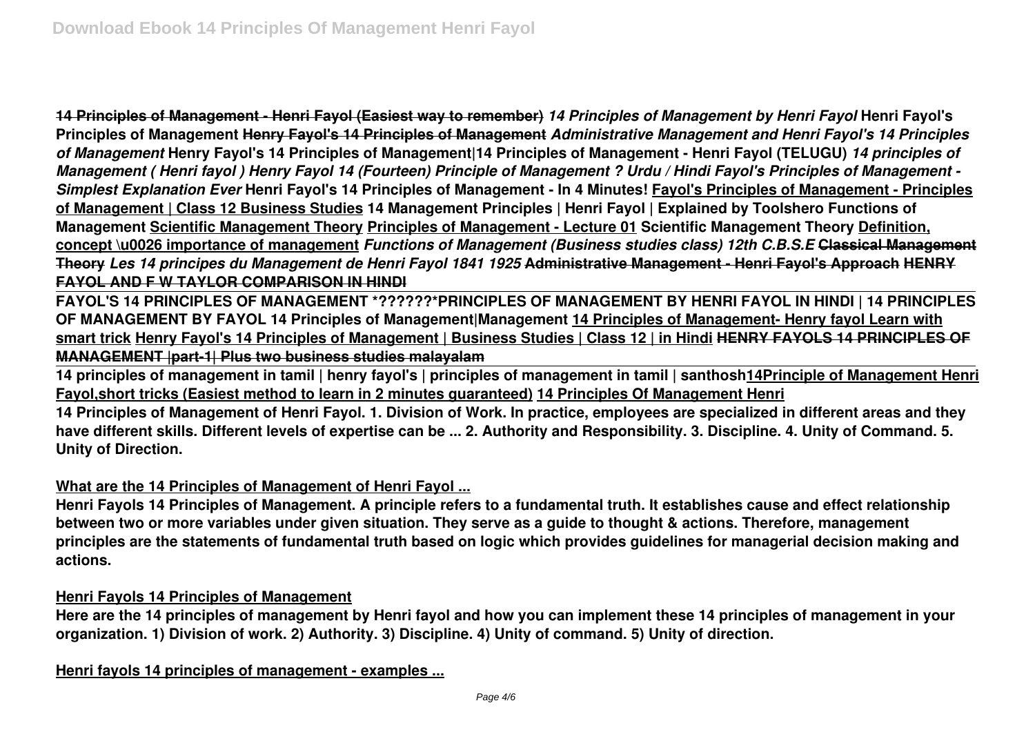**14 Principles of Management - Henri Fayol (Easiest way to remember)** ***14 Principles of Management by Henri Fayol*** **Henri Fayol's Principles of Management** **Henry Fayol's 14 Principles of Management** ***Administrative Management and Henri Fayol's 14 Principles of Management*** **Henry Fayol's 14 Principles of Management|14 Principles of Management - Henri Fayol (TELUGU)** ***14 principles of Management ( Henri fayol ) Henry Fayol 14 (Fourteen) Principle of Management ? Urdu / Hindi Fayol's Principles of Management - Simplest Explanation Ever*** **Henri Fayol's 14 Principles of Management - In 4 Minutes! Fayol's Principles of Management - Principles of Management | Class 12 Business Studies 14 Management Principles | Henri Fayol | Explained by Toolshero Functions of Management Scientific Management Theory Principles of Management - Lecture 01 Scientific Management Theory Definition, concept \u0026 importance of management** ***Functions of Management (Business studies class) 12th C.B.S.E*** **Classical Management Theory** ***Les 14 principes du Management de Henri Fayol 1841 1925*** **Administrative Management - Henri Fayol's Approach HENRY FAYOL AND F W TAYLOR COMPARISON IN HINDI**

**FAYOL'S 14 PRINCIPLES OF MANAGEMENT *??????*PRINCIPLES OF MANAGEMENT BY HENRI FAYOL IN HINDI | 14 PRINCIPLES OF MANAGEMENT BY FAYOL 14 Principles of Management|Management 14 Principles of Management- Henry fayol Learn with smart trick Henry Fayol's 14 Principles of Management | Business Studies | Class 12 | in Hindi HENRY FAYOLS 14 PRINCIPLES OF MANAGEMENT |part-1| Plus two business studies malayalam**

**14 principles of management in tamil | henry fayol's | principles of management in tamil | santhosh14Principle of Management Henri Fayol,short tricks (Easiest method to learn in 2 minutes guaranteed) 14 Principles Of Management Henri**

**14 Principles of Management of Henri Fayol. 1. Division of Work. In practice, employees are specialized in different areas and they have different skills. Different levels of expertise can be ... 2. Authority and Responsibility. 3. Discipline. 4. Unity of Command. 5. Unity of Direction.**

**What are the 14 Principles of Management of Henri Fayol ...**

**Henri Fayols 14 Principles of Management. A principle refers to a fundamental truth. It establishes cause and effect relationship between two or more variables under given situation. They serve as a guide to thought & actions. Therefore, management principles are the statements of fundamental truth based on logic which provides guidelines for managerial decision making and actions.**

**Henri Fayols 14 Principles of Management**

**Here are the 14 principles of management by Henri fayol and how you can implement these 14 principles of management in your organization. 1) Division of work. 2) Authority. 3) Discipline. 4) Unity of command. 5) Unity of direction.**

**Henri fayols 14 principles of management - examples ...**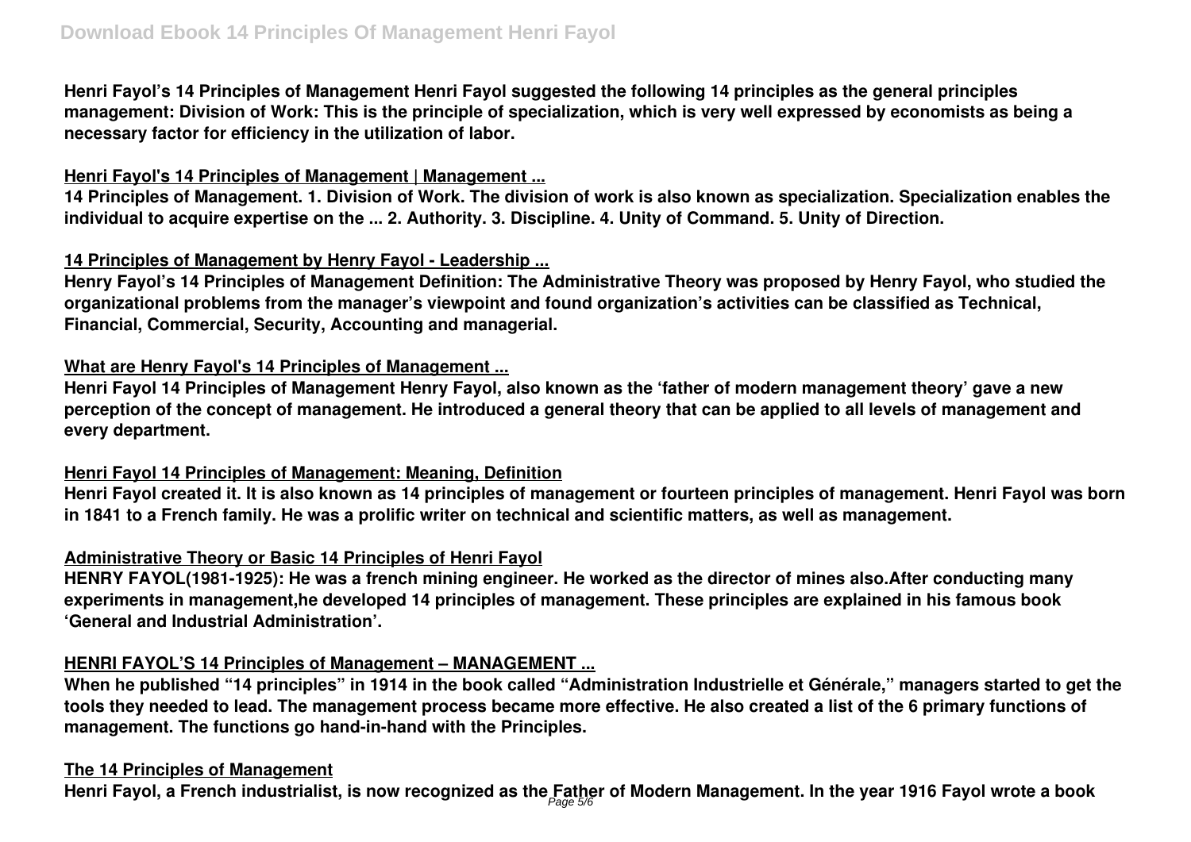**Henri Fayol's 14 Principles of Management Henri Fayol suggested the following 14 principles as the general principles management: Division of Work: This is the principle of specialization, which is very well expressed by economists as being a necessary factor for efficiency in the utilization of labor.**

## Henri Fayol's 14 Principles of Management | Management ...

**14 Principles of Management. 1. Division of Work. The division of work is also known as specialization. Specialization enables the individual to acquire expertise on the ... 2. Authority. 3. Discipline. 4. Unity of Command. 5. Unity of Direction.**

## 14 Principles of Management by Henry Fayol - Leadership ...

**Henry Fayol's 14 Principles of Management Definition: The Administrative Theory was proposed by Henry Fayol, who studied the organizational problems from the manager's viewpoint and found organization's activities can be classified as Technical, Financial, Commercial, Security, Accounting and managerial.**

## What are Henry Fayol's 14 Principles of Management ...

**Henri Fayol 14 Principles of Management Henry Fayol, also known as the 'father of modern management theory' gave a new perception of the concept of management. He introduced a general theory that can be applied to all levels of management and every department.**

## Henri Fayol 14 Principles of Management: Meaning, Definition

**Henri Fayol created it. It is also known as 14 principles of management or fourteen principles of management. Henri Fayol was born in 1841 to a French family. He was a prolific writer on technical and scientific matters, as well as management.**

## Administrative Theory or Basic 14 Principles of Henri Fayol

**HENRY FAYOL(1981-1925): He was a french mining engineer. He worked as the director of mines also.After conducting many experiments in management,he developed 14 principles of management. These principles are explained in his famous book 'General and Industrial Administration'.**

## HENRI FAYOL'S 14 Principles of Management – MANAGEMENT ...

**When he published "14 principles" in 1914 in the book called "Administration Industrielle et Générale," managers started to get the tools they needed to lead. The management process became more effective. He also created a list of the 6 primary functions of management. The functions go hand-in-hand with the Principles.**

## The 14 Principles of Management

**Henri Fayol, a French industrialist, is now recognized as the Father of Modern Management. In the year 1916 Fayol wrote a book**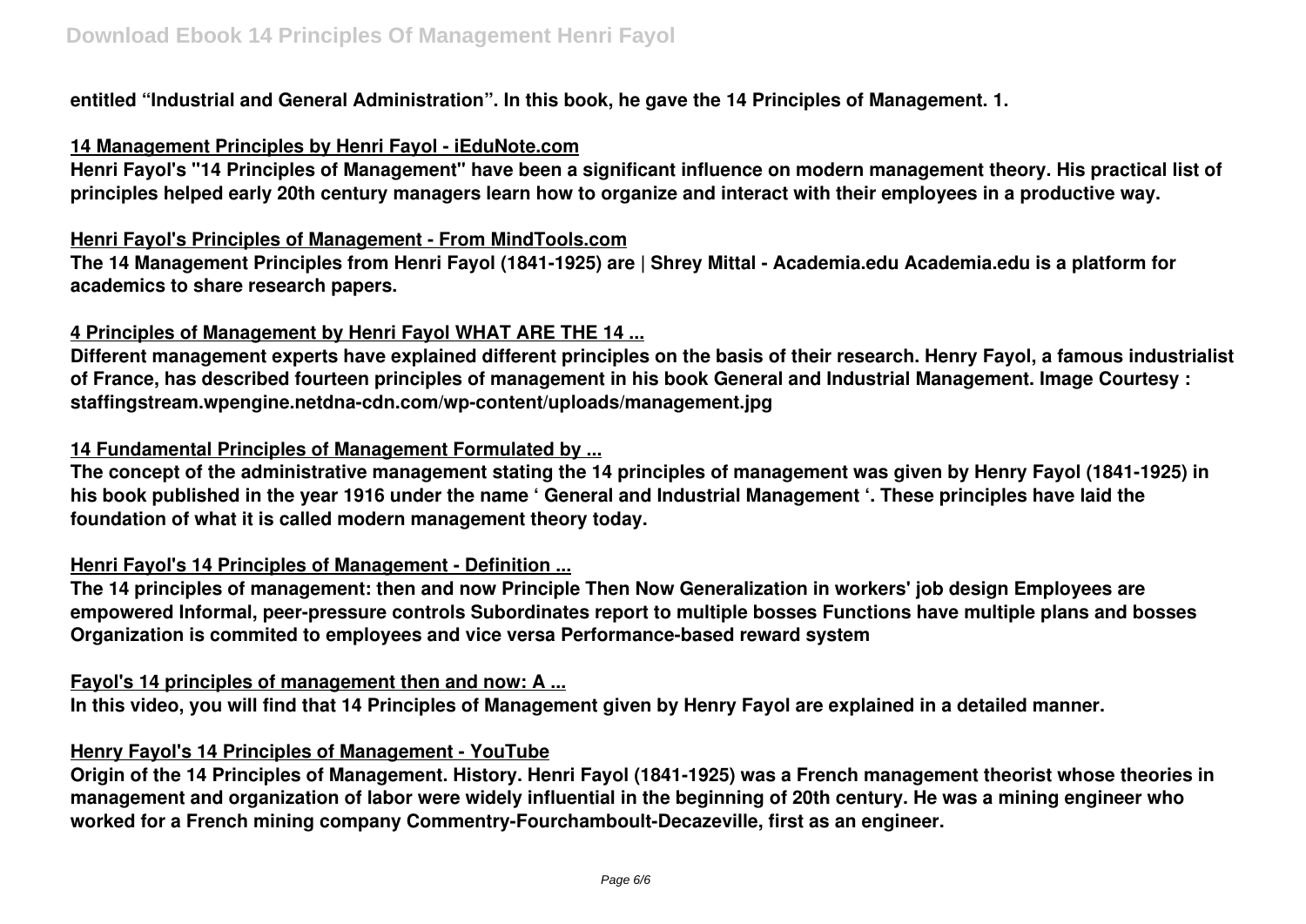**entitled "Industrial and General Administration". In this book, he gave the 14 Principles of Management. 1.**

**14 Management Principles by Henri Fayol - iEduNote.com**

**Henri Fayol's "14 Principles of Management" have been a significant influence on modern management theory. His practical list of principles helped early 20th century managers learn how to organize and interact with their employees in a productive way.**

**Henri Fayol's Principles of Management - From MindTools.com**

**The 14 Management Principles from Henri Fayol (1841-1925) are | Shrey Mittal - Academia.edu Academia.edu is a platform for academics to share research papers.**

**4 Principles of Management by Henri Fayol WHAT ARE THE 14 ...**

**Different management experts have explained different principles on the basis of their research. Henry Fayol, a famous industrialist of France, has described fourteen principles of management in his book General and Industrial Management. Image Courtesy : staffingstream.wpengine.netdna-cdn.com/wp-content/uploads/management.jpg**

**14 Fundamental Principles of Management Formulated by ...**

**The concept of the administrative management stating the 14 principles of management was given by Henry Fayol (1841-1925) in his book published in the year 1916 under the name ' General and Industrial Management '. These principles have laid the foundation of what it is called modern management theory today.**

**Henri Fayol's 14 Principles of Management - Definition ...**

**The 14 principles of management: then and now Principle Then Now Generalization in workers' job design Employees are empowered Informal, peer-pressure controls Subordinates report to multiple bosses Functions have multiple plans and bosses Organization is commited to employees and vice versa Performance-based reward system**

**Fayol's 14 principles of management then and now: A ...**

**In this video, you will find that 14 Principles of Management given by Henry Fayol are explained in a detailed manner.**

**Henry Fayol's 14 Principles of Management - YouTube**

**Origin of the 14 Principles of Management. History. Henri Fayol (1841-1925) was a French management theorist whose theories in management and organization of labor were widely influential in the beginning of 20th century. He was a mining engineer who worked for a French mining company Commentry-Fourchamboult-Decazeville, first as an engineer.**